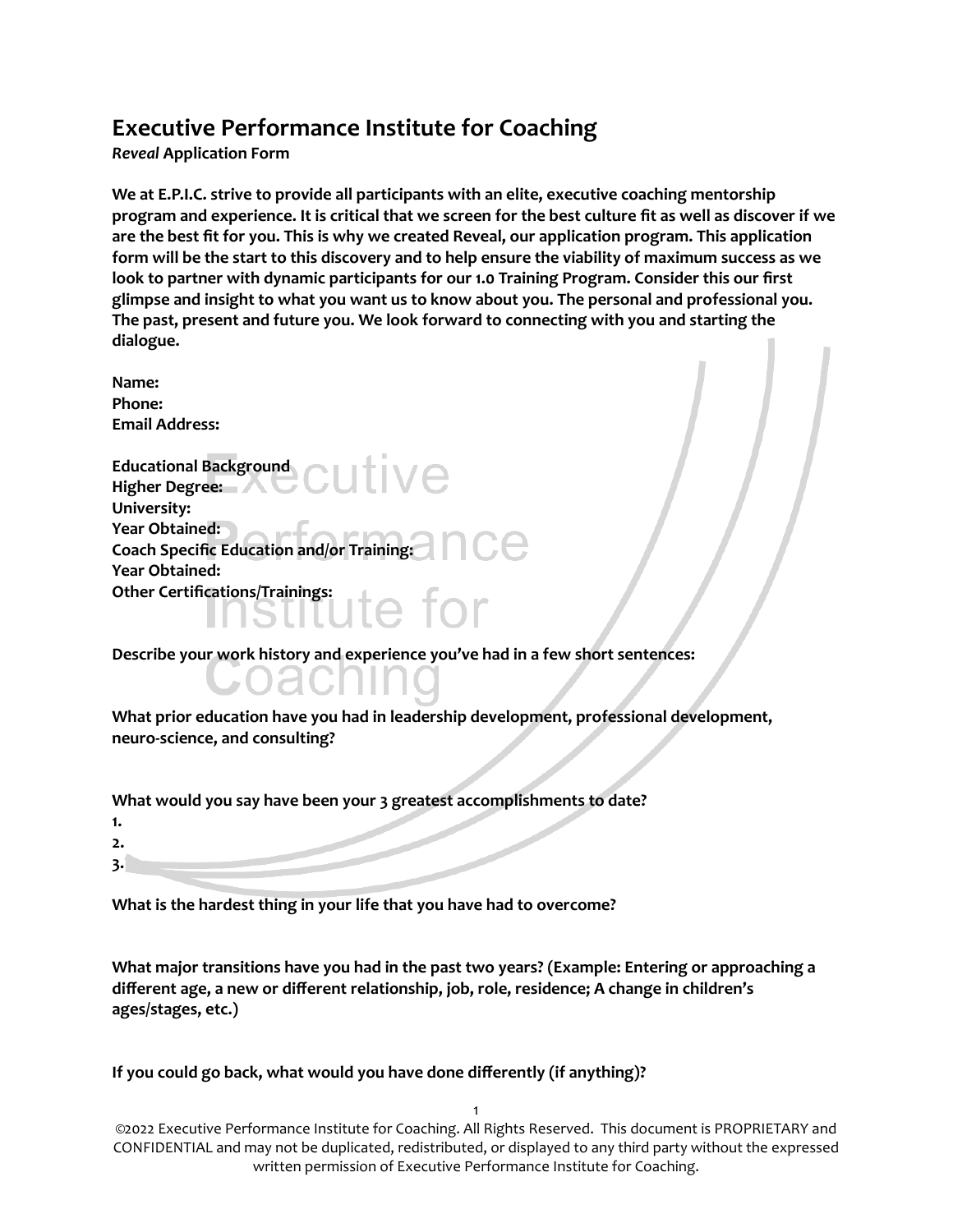# Executive Performance Institute for Coaching

***Reveal*** **Application Form**

**We at E.P.I.C. strive to provide all participants with an elite, executive coaching mentorship program and experience. It is critical that we screen for the best culture fit as well as discover if we are the best fit for you. This is why we created Reveal, our application program. This application form will be the start to this discovery and to help ensure the viability of maximum success as we look to partner with dynamic participants for our 1.0 Training Program. Consider this our first glimpse and insight to what you want us to know about you. The personal and professional you. The past, present and future you. We look forward to connecting with you and starting the dialogue.**

**Name:**
**Phone:**
**Email Address:**

**Educational Background**
**Higher Degree:**
**University:**
**Year Obtained:**
**Coach Specific Education and/or Training:**
**Year Obtained:**
**Other Certifications/Trainings:**

**Describe your work history and experience you've had in a few short sentences:**

**What prior education have you had in leadership development, professional development, neuro-science, and consulting?**

**What would you say have been your 3 greatest accomplishments to date?**

**1.**
**2.**
**3.**

**What is the hardest thing in your life that you have had to overcome?**

**What major transitions have you had in the past two years? (Example: Entering or approaching a different age, a new or different relationship, job, role, residence; A change in children's ages/stages, etc.)**

**If you could go back, what would you have done differently (if anything)?**

©2022 Executive Performance Institute for Coaching. All Rights Reserved. This document is PROPRIETARY and CONFIDENTIAL and may not be duplicated, redistributed, or displayed to any third party without the expressed written permission of Executive Performance Institute for Coaching.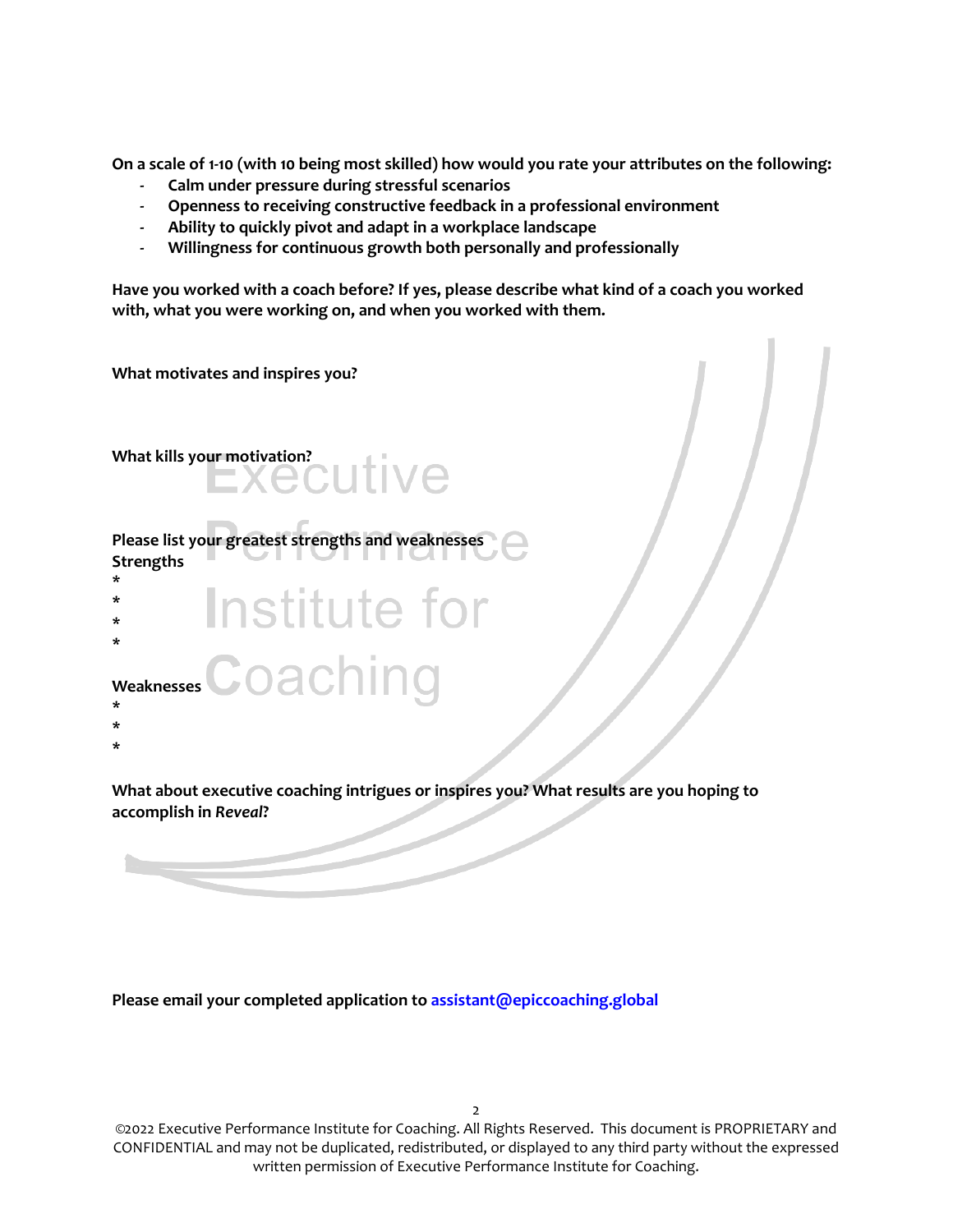**On a scale of 1-10 (with 10 being most skilled) how would you rate your attributes on the following:**

- **Calm under pressure during stressful scenarios**
- **Openness to receiving constructive feedback in a professional environment**
- **Ability to quickly pivot and adapt in a workplace landscape**
- **Willingness for continuous growth both personally and professionally**

**Have you worked with a coach before? If yes, please describe what kind of a coach you worked with, what you were working on, and when you worked with them.**

**What motivates and inspires you?**

**What kills your motivation?**

**Please list your greatest strengths and weaknesses**

**Strengths**

*
*
*
*

**Weaknesses**

*
*
*

**What about executive coaching intrigues or inspires you? What results are you hoping to accomplish in *Reveal*?**

**Please email your completed application to assistant@epiccoaching.global**

©2022 Executive Performance Institute for Coaching. All Rights Reserved. This document is PROPRIETARY and CONFIDENTIAL and may not be duplicated, redistributed, or displayed to any third party without the expressed written permission of Executive Performance Institute for Coaching.